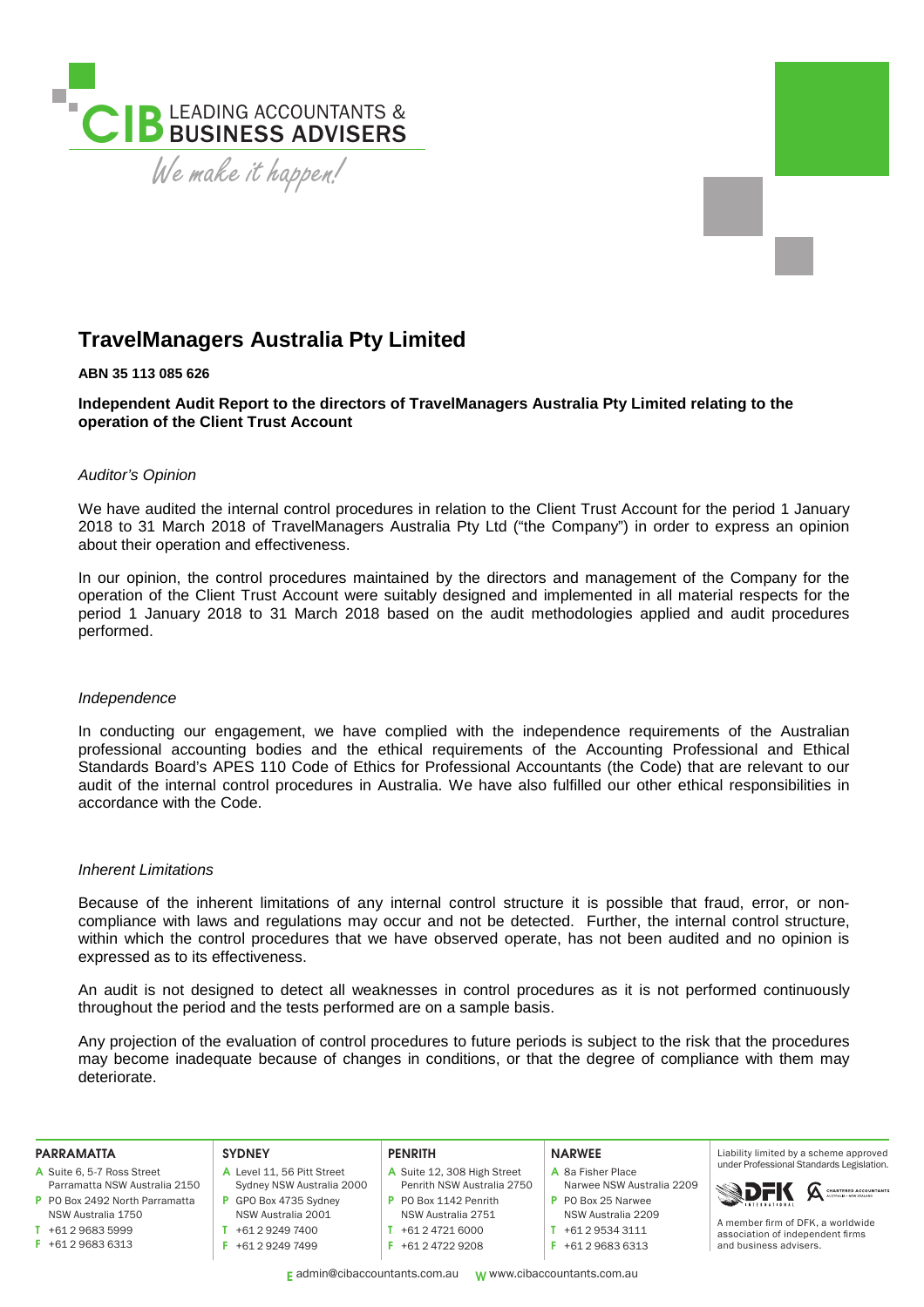# TravelManagers Australia Pty Limited

**ABN 35 113 085 626**

**Independent Audit Report to the directors of TravelManagers Australia Pty Limited relating to the operation of the Client Trust Account**

*Auditor's Opinion*

We have audited the internal control procedures in relation to the Client Trust Account for the period 1 January 2018 to 31 March 2018 of TravelManagers Australia Pty Ltd ("the Company") in order to express an opinion about their operation and effectiveness.

In our opinion, the control procedures maintained by the directors and management of the Company for the operation of the Client Trust Account were suitably designed and implemented in all material respects for the period 1 January 2018 to 31 March 2018 based on the audit methodologies applied and audit procedures performed.

*Independence*

In conducting our engagement, we have complied with the independence requirements of the Australian professional accounting bodies and the ethical requirements of the Accounting Professional and Ethical Standards Board's APES 110 Code of Ethics for Professional Accountants (the Code) that are relevant to our audit of the internal control procedures in Australia. We have also fulfilled our other ethical responsibilities in accordance with the Code.

*Inherent Limitations*

Because of the inherent limitations of any internal control structure it is possible that fraud, error, or non-compliance with laws and regulations may occur and not be detected. Further, the internal control structure, within which the control procedures that we have observed operate, has not been audited and no opinion is expressed as to its effectiveness.

An audit is not designed to detect all weaknesses in control procedures as it is not performed continuously throughout the period and the tests performed are on a sample basis.

Any projection of the evaluation of control procedures to future periods is subject to the risk that the procedures may become inadequate because of changes in conditions, or that the degree of compliance with them may deteriorate.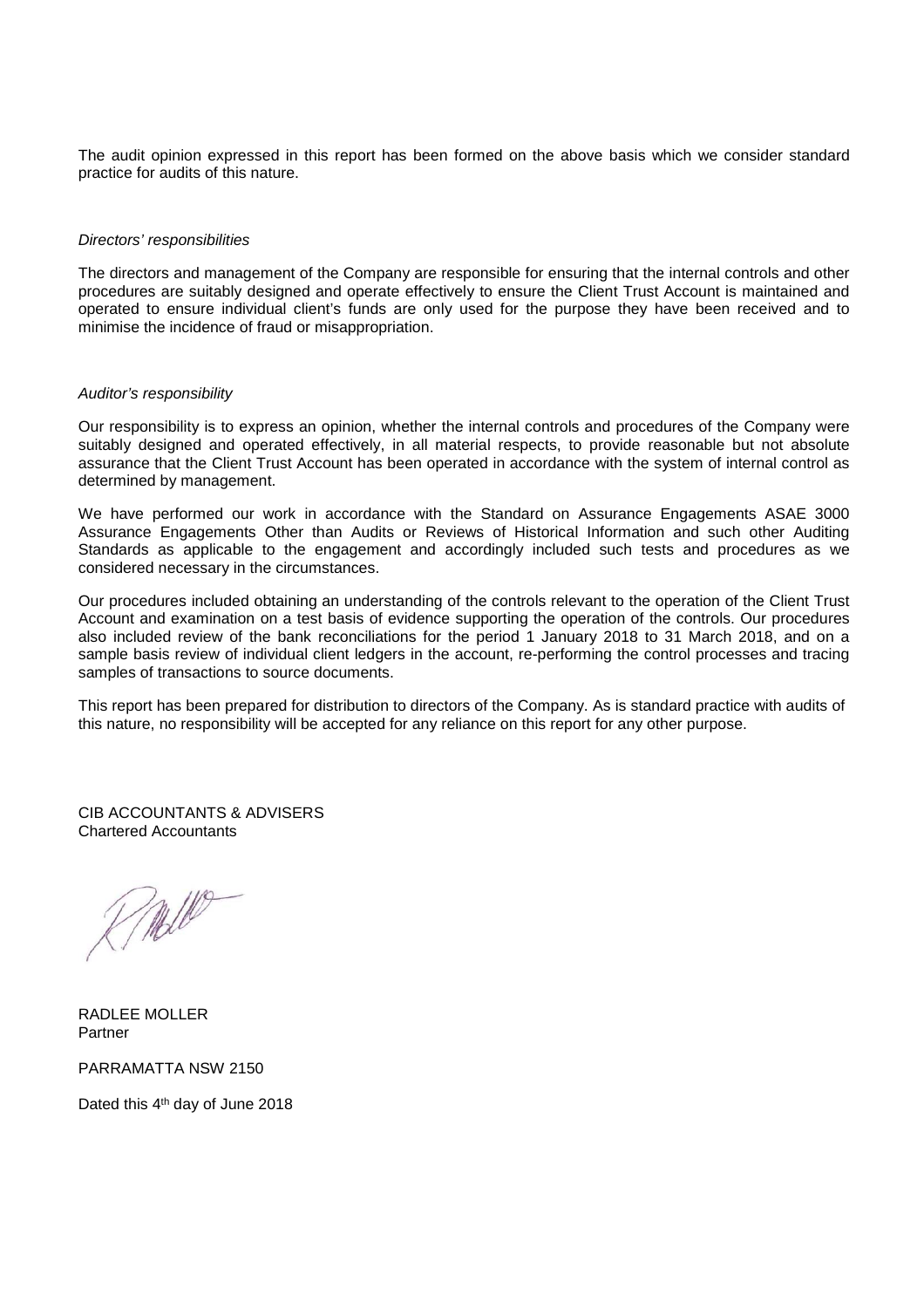The audit opinion expressed in this report has been formed on the above basis which we consider standard practice for audits of this nature.

*Directors' responsibilities*

The directors and management of the Company are responsible for ensuring that the internal controls and other procedures are suitably designed and operate effectively to ensure the Client Trust Account is maintained and operated to ensure individual client's funds are only used for the purpose they have been received and to minimise the incidence of fraud or misappropriation.

*Auditor's responsibility*

Our responsibility is to express an opinion, whether the internal controls and procedures of the Company were suitably designed and operated effectively, in all material respects, to provide reasonable but not absolute assurance that the Client Trust Account has been operated in accordance with the system of internal control as determined by management.

We have performed our work in accordance with the Standard on Assurance Engagements ASAE 3000 Assurance Engagements Other than Audits or Reviews of Historical Information and such other Auditing Standards as applicable to the engagement and accordingly included such tests and procedures as we considered necessary in the circumstances.

Our procedures included obtaining an understanding of the controls relevant to the operation of the Client Trust Account and examination on a test basis of evidence supporting the operation of the controls. Our procedures also included review of the bank reconciliations for the period 1 January 2018 to 31 March 2018, and on a sample basis review of individual client ledgers in the account, re-performing the control processes and tracing samples of transactions to source documents.

This report has been prepared for distribution to directors of the Company. As is standard practice with audits of this nature, no responsibility will be accepted for any reliance on this report for any other purpose.

CIB ACCOUNTANTS & ADVISERS
Chartered Accountants

RADLEE MOLLER
Partner

PARRAMATTA NSW 2150

Dated this 4th day of June 2018